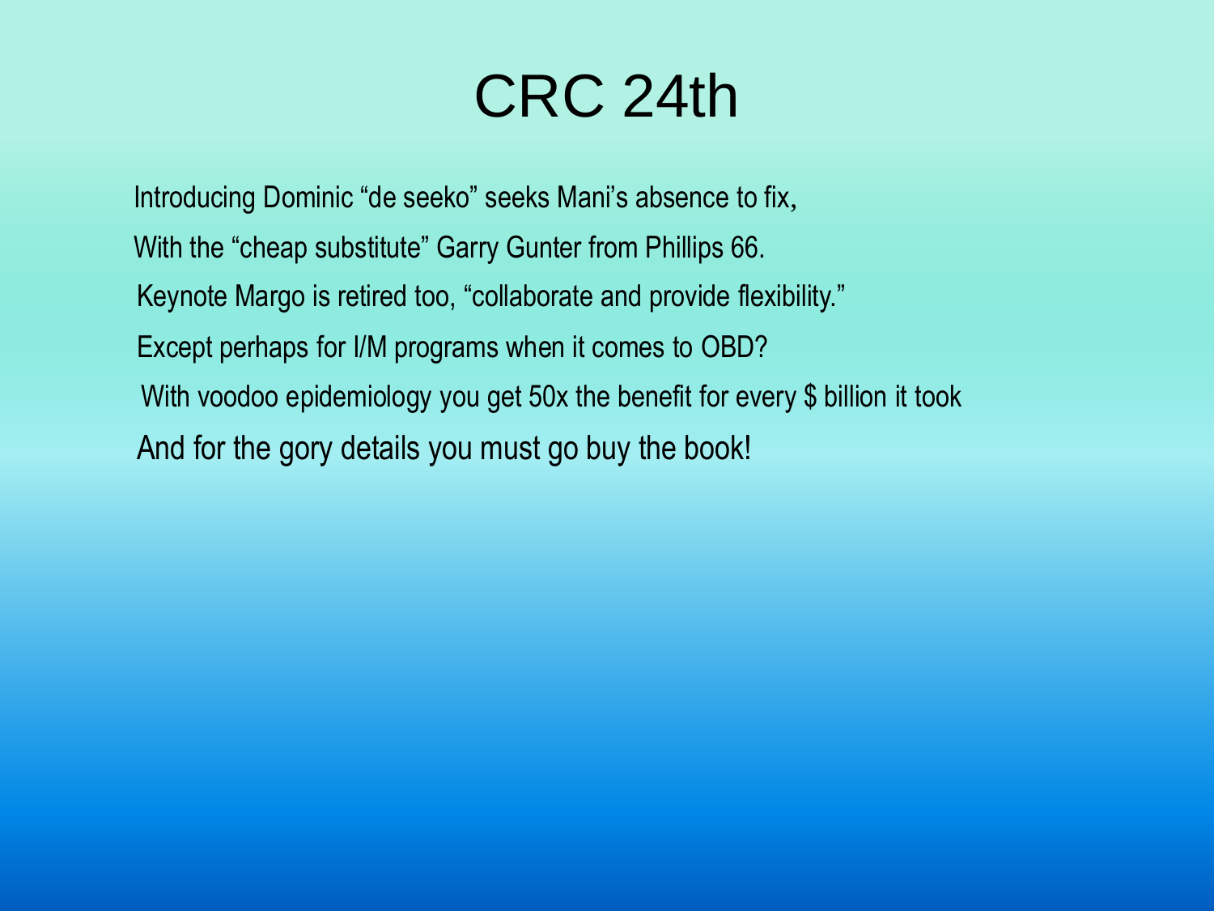# CRC 24th

Introducing Dominic "de seeko" seeks Mani's absence to fix,

With the "cheap substitute" Garry Gunter from Phillips 66.

Keynote Margo is retired too, "collaborate and provide flexibility."

Except perhaps for I/M programs when it comes to OBD?

With voodoo epidemiology you get 50x the benefit for every $ billion it took

And for the gory details you must go buy the book!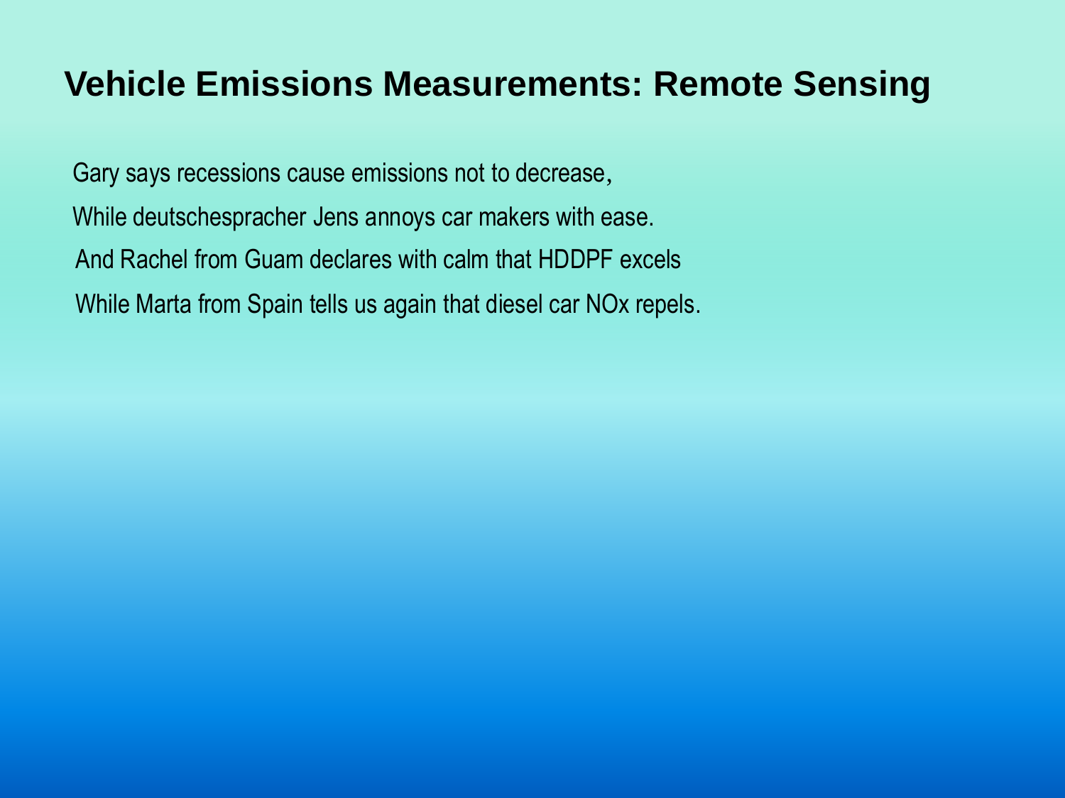# Vehicle Emissions Measurements: Remote Sensing

Gary says recessions cause emissions not to decrease,

While deutschesprachер Jens annoys car makers with ease.

And Rachel from Guam declares with calm that HDDPF excels

While Marta from Spain tells us again that diesel car NOx repels.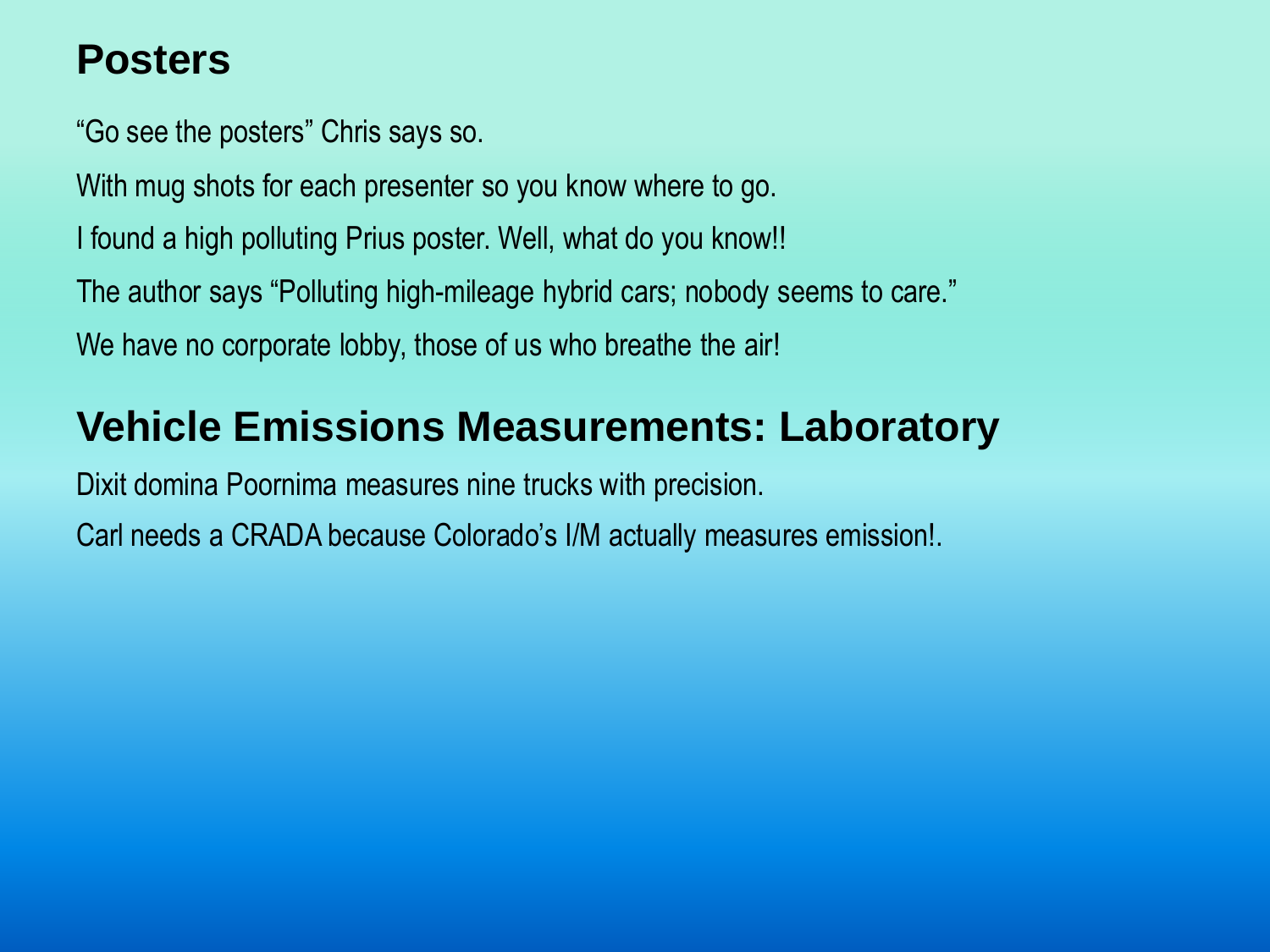## Posters

“Go see the posters” Chris says so.

With mug shots for each presenter so you know where to go.

I found a high polluting Prius poster. Well, what do you know!!

The author says “Polluting high-mileage hybrid cars; nobody seems to care.”

We have no corporate lobby, those of us who breathe the air!

## Vehicle Emissions Measurements: Laboratory

Dixit domina Poornima measures nine trucks with precision.

Carl needs a CRADA because Colorado’s I/M actually measures emission!.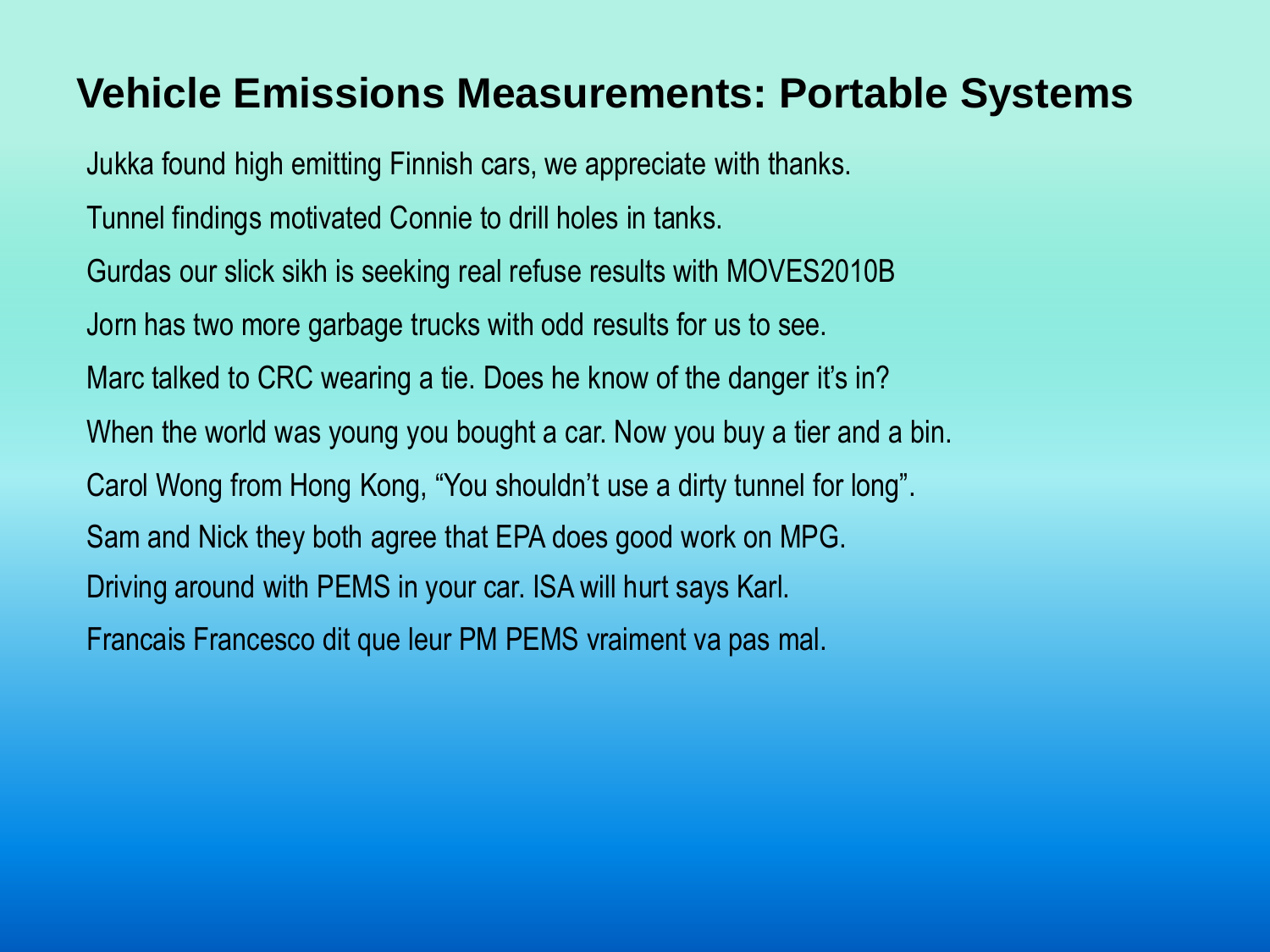# Vehicle Emissions Measurements: Portable Systems

Jukka found high emitting Finnish cars, we appreciate with thanks.

Tunnel findings motivated Connie to drill holes in tanks.

Gurdas our slick sikh is seeking real refuse results with MOVES2010B

Jorn has two more garbage trucks with odd results for us to see.

Marc talked to CRC wearing a tie. Does he know of the danger it's in?

When the world was young you bought a car. Now you buy a tier and a bin.

Carol Wong from Hong Kong, "You shouldn't use a dirty tunnel for long".

Sam and Nick they both agree that EPA does good work on MPG.

Driving around with PEMS in your car. ISA will hurt says Karl.

Francais Francesco dit que leur PM PEMS vraiment va pas mal.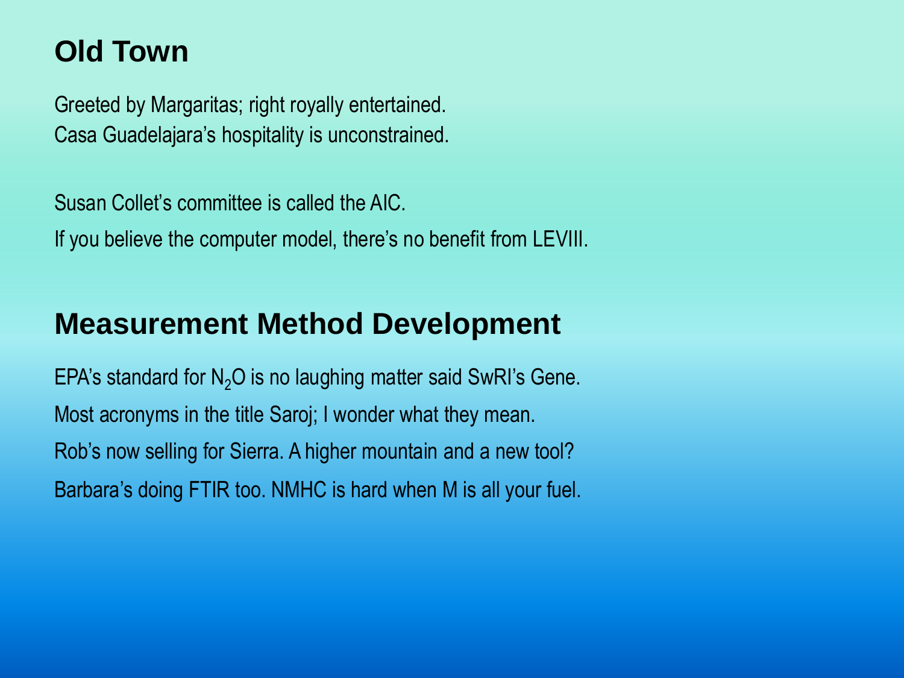## Old Town

Greeted by Margaritas; right royally entertained.
Casa Guadelajara's hospitality is unconstrained.

Susan Collet's committee is called the AIC.

If you believe the computer model, there's no benefit from LEVIII.

## Measurement Method Development

EPA's standard for $N_2O$ is no laughing matter said SwRI's Gene.

Most acronyms in the title Saroj; I wonder what they mean.

Rob's now selling for Sierra. A higher mountain and a new tool?

Barbara's doing FTIR too. NMHC is hard when M is all your fuel.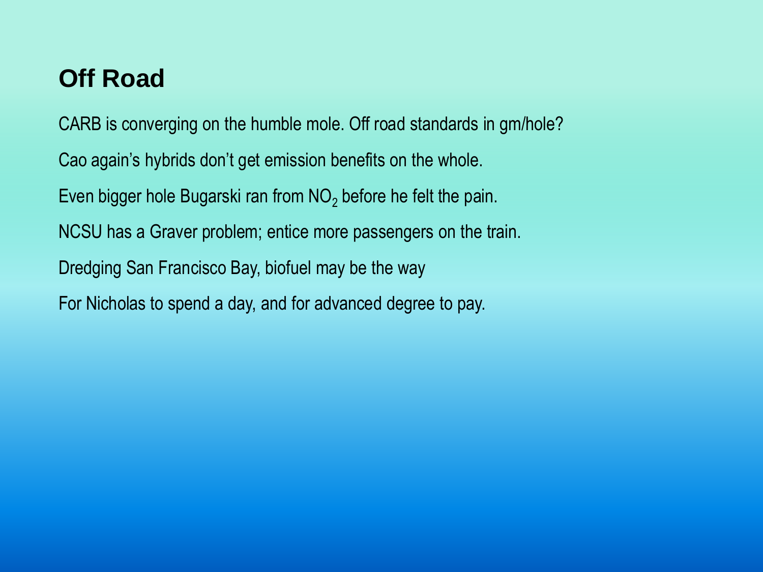# Off Road

CARB is converging on the humble mole. Off road standards in gm/hole?

Cao again's hybrids don't get emission benefits on the whole.

Even bigger hole Bugarski ran from $NO_2$ before he felt the pain.

NCSU has a Graver problem; entice more passengers on the train.

Dredging San Francisco Bay, biofuel may be the way

For Nicholas to spend a day, and for advanced degree to pay.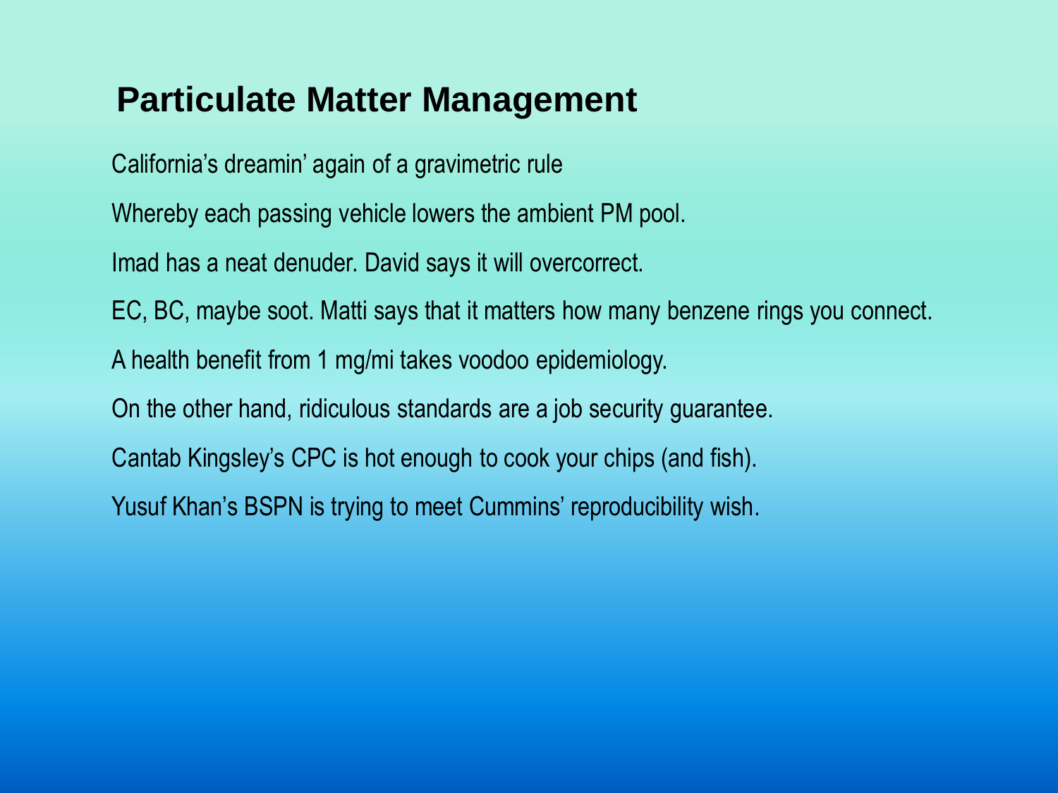# Particulate Matter Management

California's dreamin' again of a gravimetric rule

Whereby each passing vehicle lowers the ambient PM pool.

Imad has a neat denuder. David says it will overcorrect.

EC, BC, maybe soot. Matti says that it matters how many benzene rings you connect.

A health benefit from 1 mg/mi takes voodoo epidemiology.

On the other hand, ridiculous standards are a job security guarantee.

Cantab Kingsley's CPC is hot enough to cook your chips (and fish).

Yusuf Khan's BSPN is trying to meet Cummins' reproducibility wish.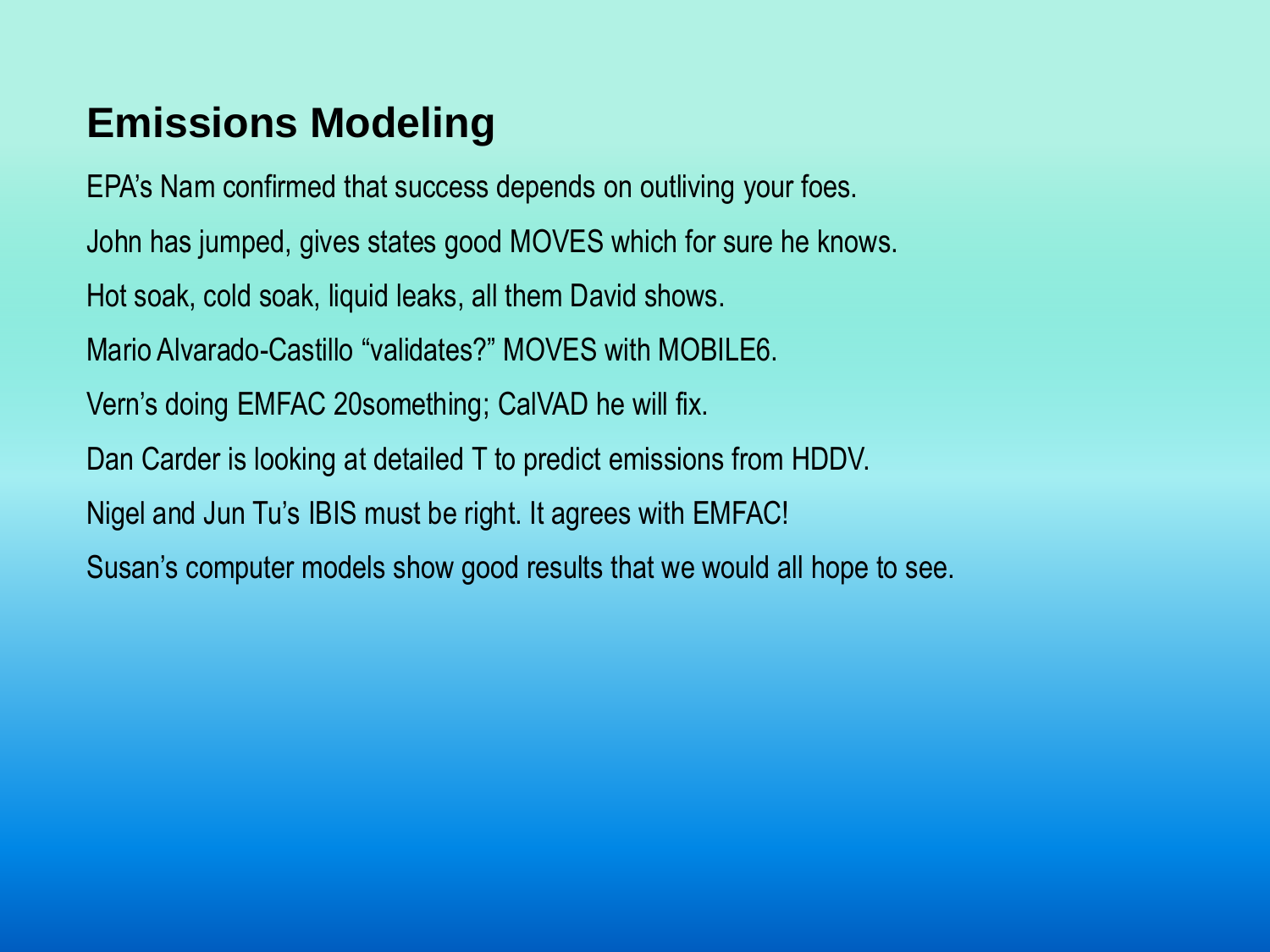## Emissions Modeling

EPA's Nam confirmed that success depends on outliving your foes.

John has jumped, gives states good MOVES which for sure he knows.

Hot soak, cold soak, liquid leaks, all them David shows.

Mario Alvarado-Castillo "validates?" MOVES with MOBILE6.

Vern's doing EMFAC 20something; CalVAD he will fix.

Dan Carder is looking at detailed T to predict emissions from HDDV.

Nigel and Jun Tu's IBIS must be right. It agrees with EMFAC!

Susan's computer models show good results that we would all hope to see.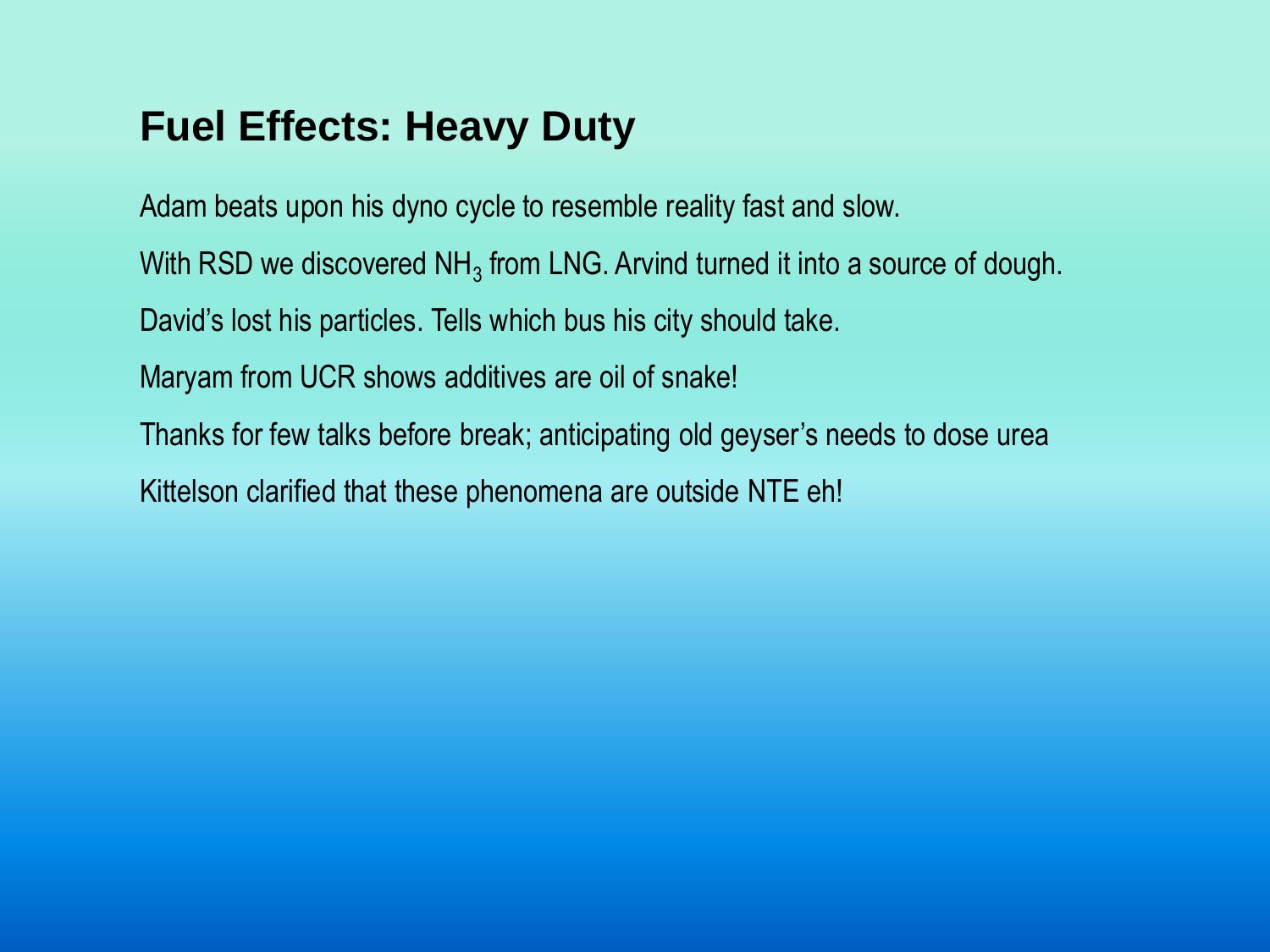# Fuel Effects: Heavy Duty

Adam beats upon his dyno cycle to resemble reality fast and slow.

With RSD we discovered $NH_3$ from LNG. Arvind turned it into a source of dough.

David's lost his particles. Tells which bus his city should take.

Maryam from UCR shows additives are oil of snake!

Thanks for few talks before break; anticipating old geyser's needs to dose urea

Kittelson clarified that these phenomena are outside NTE eh!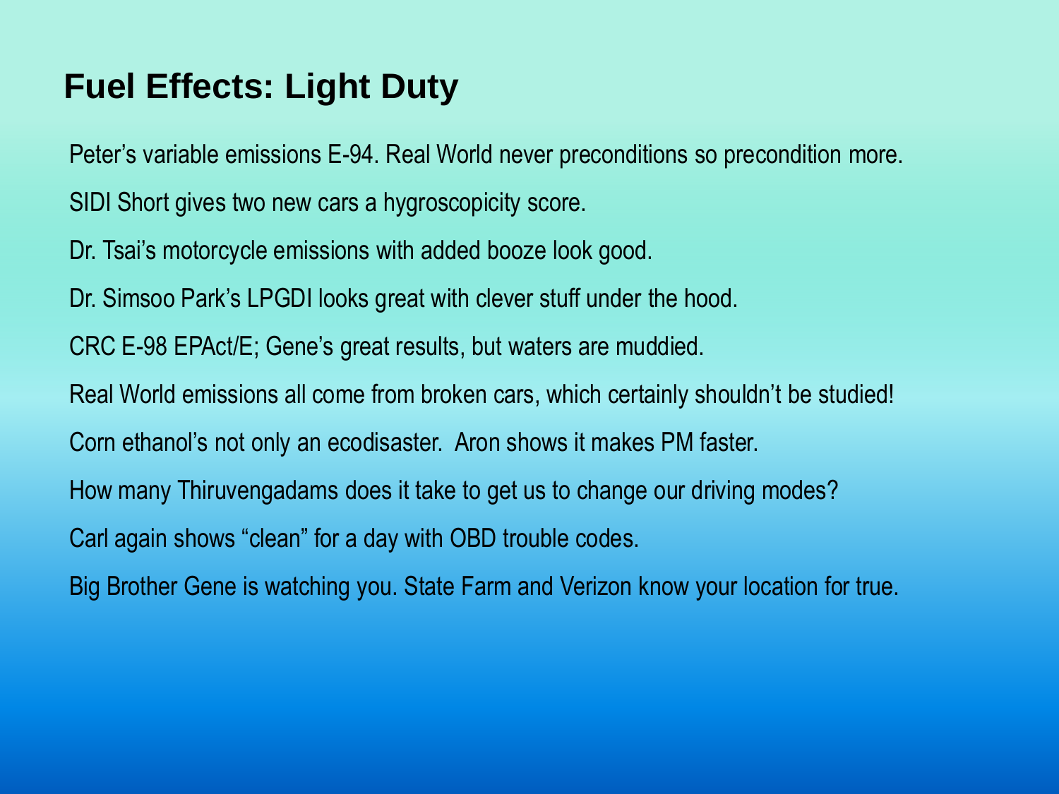# Fuel Effects: Light Duty

Peter's variable emissions E-94. Real World never preconditions so precondition more.

SIDI Short gives two new cars a hygroscopicity score.

Dr. Tsai's motorcycle emissions with added booze look good.

Dr. Simsoo Park's LPGDI looks great with clever stuff under the hood.

CRC E-98 EPAct/E; Gene's great results, but waters are muddied.

Real World emissions all come from broken cars, which certainly shouldn't be studied!

Corn ethanol's not only an ecodisaster. Aron shows it makes PM faster.

How many Thiruvengadams does it take to get us to change our driving modes?

Carl again shows "clean" for a day with OBD trouble codes.

Big Brother Gene is watching you. State Farm and Verizon know your location for true.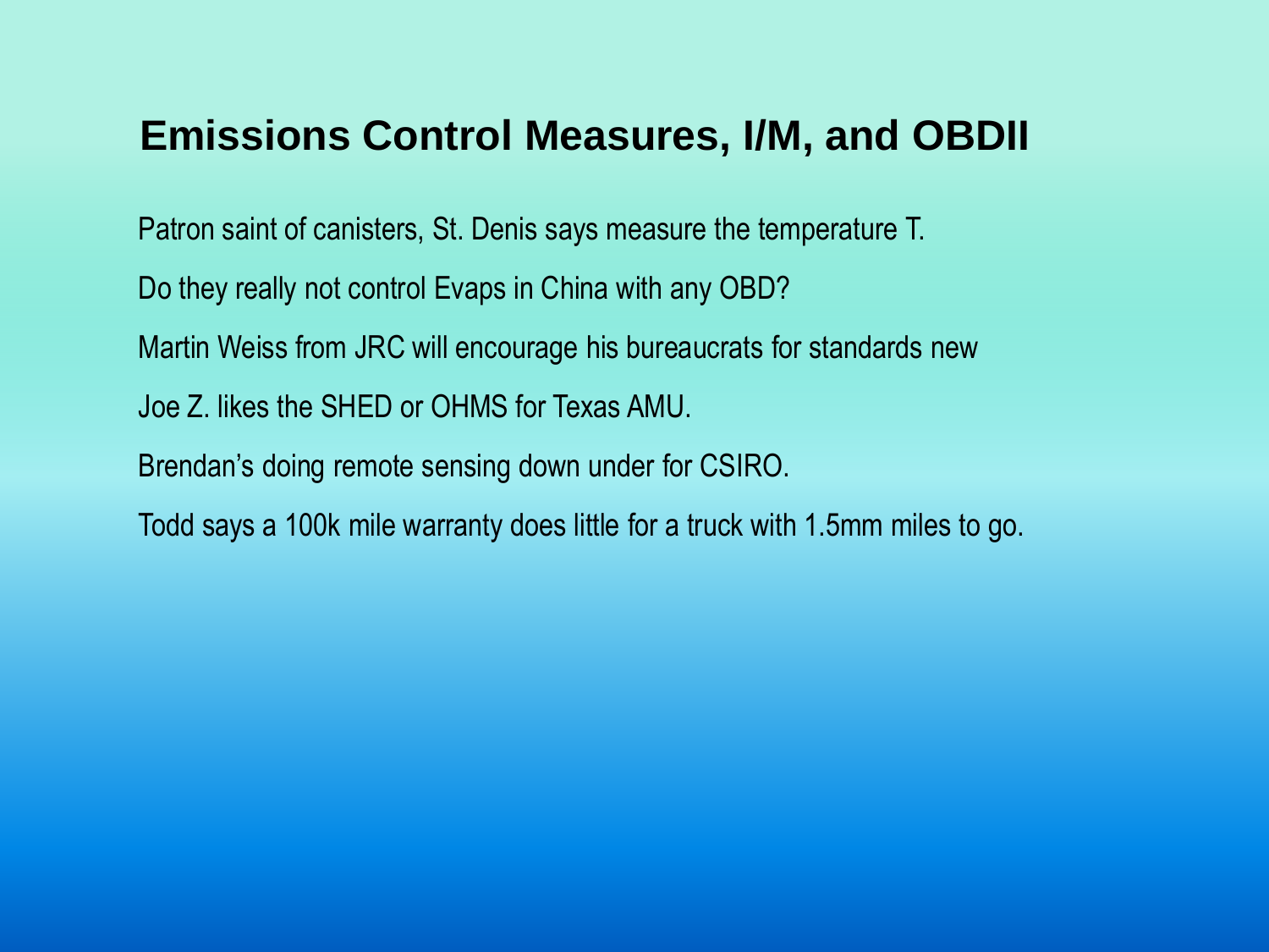# Emissions Control Measures, I/M, and OBDII

Patron saint of canisters, St. Denis says measure the temperature T.

Do they really not control Evaps in China with any OBD?

Martin Weiss from JRC will encourage his bureaucrats for standards new

Joe Z. likes the SHED or OHMS for Texas AMU.

Brendan's doing remote sensing down under for CSIRO.

Todd says a 100k mile warranty does little for a truck with 1.5mm miles to go.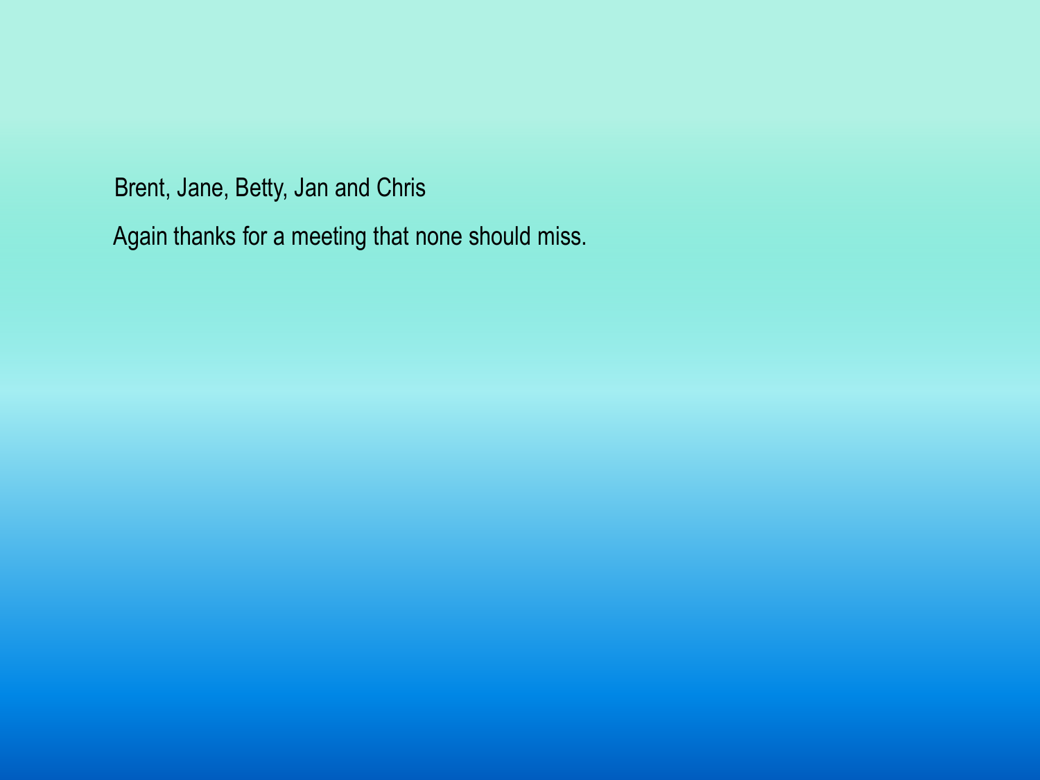Brent, Jane, Betty, Jan and Chris

Again thanks for a meeting that none should miss.